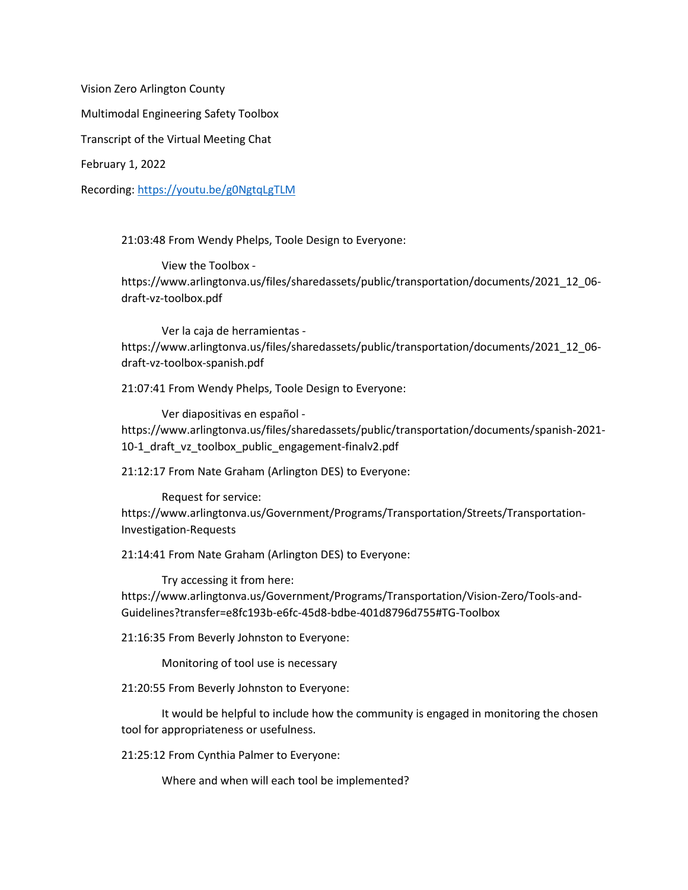Vision Zero Arlington County

Multimodal Engineering Safety Toolbox

Transcript of the Virtual Meeting Chat

February 1, 2022

Recording: https://youtu.be/g0NgtqLgTLM

21:03:48 From Wendy Phelps, Toole Design to Everyone:

View the Toolbox - https://www.arlingtonva.us/files/sharedassets/public/transportation/documents/2021_12_06-draft-vz-toolbox.pdf

Ver la caja de herramientas - https://www.arlingtonva.us/files/sharedassets/public/transportation/documents/2021_12_06-draft-vz-toolbox-spanish.pdf

21:07:41 From Wendy Phelps, Toole Design to Everyone:

Ver diapositivas en español - https://www.arlingtonva.us/files/sharedassets/public/transportation/documents/spanish-2021-10-1_draft_vz_toolbox_public_engagement-finalv2.pdf

21:12:17 From Nate Graham (Arlington DES) to Everyone:

Request for service: https://www.arlingtonva.us/Government/Programs/Transportation/Streets/Transportation-Investigation-Requests

21:14:41 From Nate Graham (Arlington DES) to Everyone:

Try accessing it from here: https://www.arlingtonva.us/Government/Programs/Transportation/Vision-Zero/Tools-and-Guidelines?transfer=e8fc193b-e6fc-45d8-bdbe-401d8796d755#TG-Toolbox

21:16:35 From Beverly Johnston to Everyone:

Monitoring of tool use is necessary

21:20:55 From Beverly Johnston to Everyone:

It would be helpful to include how the community is engaged in monitoring the chosen tool for appropriateness or usefulness.

21:25:12 From Cynthia Palmer to Everyone:

Where and when will each tool be implemented?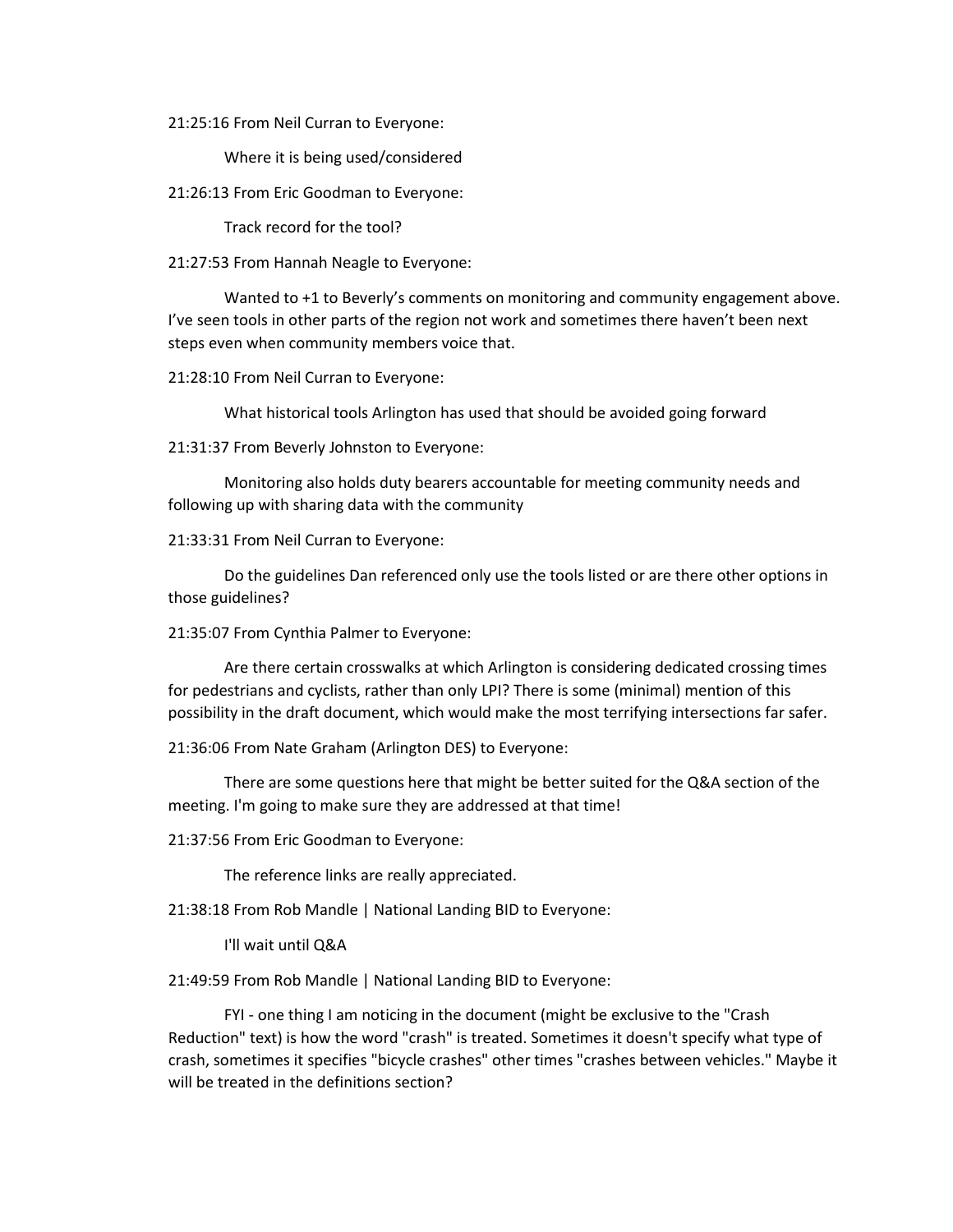21:25:16 From Neil Curran to Everyone:

Where it is being used/considered

21:26:13 From Eric Goodman to Everyone:

Track record for the tool?

21:27:53 From Hannah Neagle to Everyone:

Wanted to +1 to Beverly's comments on monitoring and community engagement above. I've seen tools in other parts of the region not work and sometimes there haven't been next steps even when community members voice that.

21:28:10 From Neil Curran to Everyone:

What historical tools Arlington has used that should be avoided going forward

21:31:37 From Beverly Johnston to Everyone:

Monitoring also holds duty bearers accountable for meeting community needs and following up with sharing data with the community

21:33:31 From Neil Curran to Everyone:

Do the guidelines Dan referenced only use the tools listed or are there other options in those guidelines?

21:35:07 From Cynthia Palmer to Everyone:

Are there certain crosswalks at which Arlington is considering dedicated crossing times for pedestrians and cyclists, rather than only LPI? There is some (minimal) mention of this possibility in the draft document, which would make the most terrifying intersections far safer.

21:36:06 From Nate Graham (Arlington DES) to Everyone:

There are some questions here that might be better suited for the Q&A section of the meeting. I'm going to make sure they are addressed at that time!

21:37:56 From Eric Goodman to Everyone:

The reference links are really appreciated.

21:38:18 From Rob Mandle | National Landing BID to Everyone:

I'll wait until Q&A

21:49:59 From Rob Mandle | National Landing BID to Everyone:

FYI - one thing I am noticing in the document (might be exclusive to the "Crash Reduction" text) is how the word "crash" is treated. Sometimes it doesn't specify what type of crash, sometimes it specifies "bicycle crashes" other times "crashes between vehicles." Maybe it will be treated in the definitions section?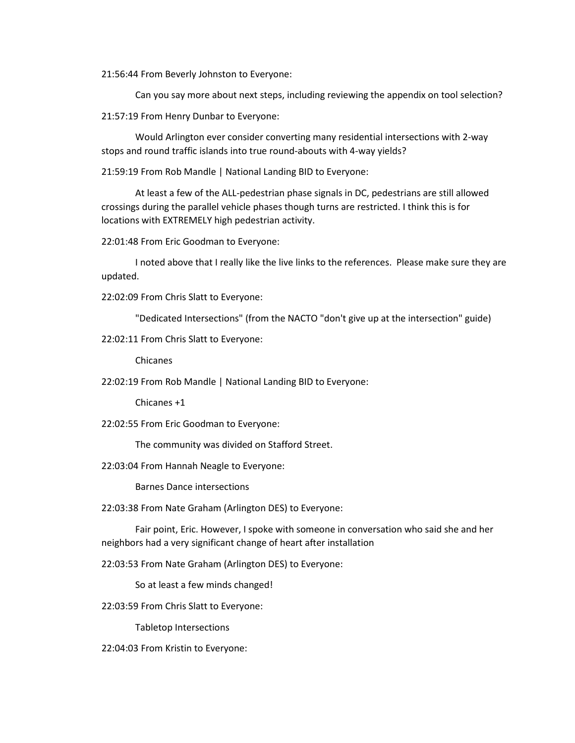21:56:44 From Beverly Johnston to Everyone:

Can you say more about next steps, including reviewing the appendix on tool selection?

21:57:19 From Henry Dunbar to Everyone:

Would Arlington ever consider converting many residential intersections with 2-way stops and round traffic islands into true round-abouts with 4-way yields?

21:59:19 From Rob Mandle | National Landing BID to Everyone:

At least a few of the ALL-pedestrian phase signals in DC, pedestrians are still allowed crossings during the parallel vehicle phases though turns are restricted. I think this is for locations with EXTREMELY high pedestrian activity.

22:01:48 From Eric Goodman to Everyone:

I noted above that I really like the live links to the references. Please make sure they are updated.

22:02:09 From Chris Slatt to Everyone:

"Dedicated Intersections" (from the NACTO "don't give up at the intersection" guide)

22:02:11 From Chris Slatt to Everyone:

Chicanes

22:02:19 From Rob Mandle | National Landing BID to Everyone:

Chicanes +1

22:02:55 From Eric Goodman to Everyone:

The community was divided on Stafford Street.

22:03:04 From Hannah Neagle to Everyone:

Barnes Dance intersections

22:03:38 From Nate Graham (Arlington DES) to Everyone:

Fair point, Eric. However, I spoke with someone in conversation who said she and her neighbors had a very significant change of heart after installation

22:03:53 From Nate Graham (Arlington DES) to Everyone:

So at least a few minds changed!

22:03:59 From Chris Slatt to Everyone:

Tabletop Intersections

22:04:03 From Kristin to Everyone: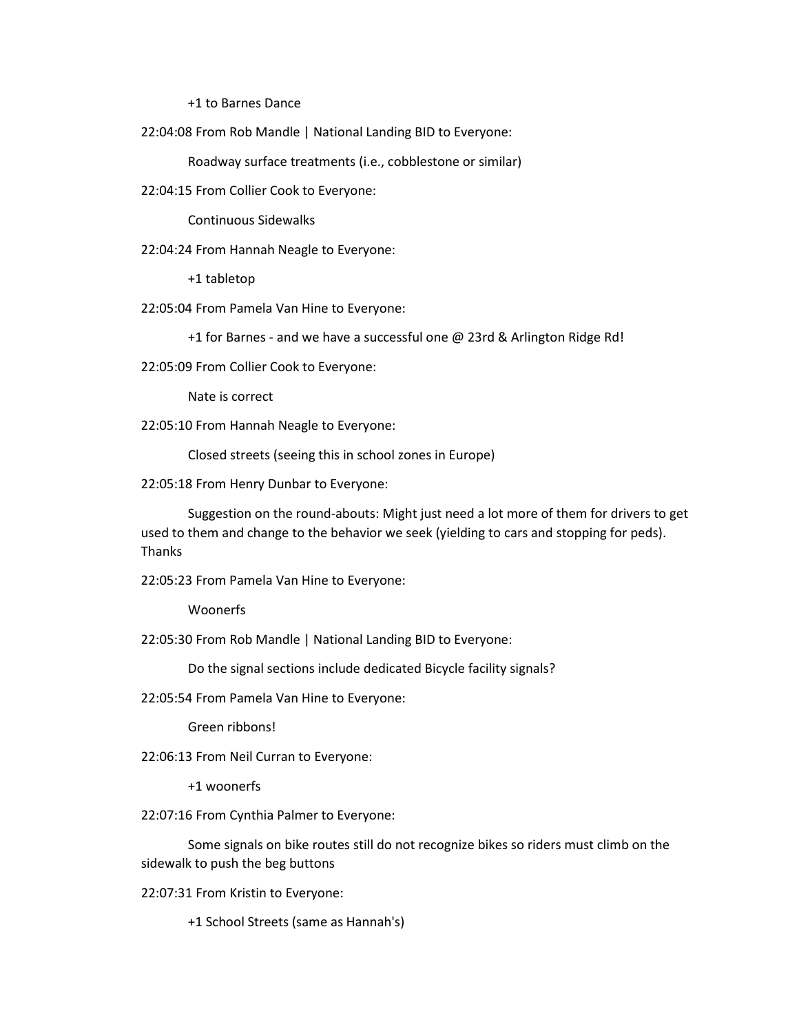+1 to Barnes Dance

22:04:08 From Rob Mandle | National Landing BID to Everyone:

Roadway surface treatments (i.e., cobblestone or similar)

22:04:15 From Collier Cook to Everyone:

Continuous Sidewalks

22:04:24 From Hannah Neagle to Everyone:

+1 tabletop

22:05:04 From Pamela Van Hine to Everyone:

+1 for Barnes - and we have a successful one @ 23rd & Arlington Ridge Rd!

22:05:09 From Collier Cook to Everyone:

Nate is correct

22:05:10 From Hannah Neagle to Everyone:

Closed streets (seeing this in school zones in Europe)

22:05:18 From Henry Dunbar to Everyone:

Suggestion on the round-abouts: Might just need a lot more of them for drivers to get used to them and change to the behavior we seek (yielding to cars and stopping for peds). Thanks

22:05:23 From Pamela Van Hine to Everyone:

Woonerfs

22:05:30 From Rob Mandle | National Landing BID to Everyone:

Do the signal sections include dedicated Bicycle facility signals?

22:05:54 From Pamela Van Hine to Everyone:

Green ribbons!

22:06:13 From Neil Curran to Everyone:

+1 woonerfs

22:07:16 From Cynthia Palmer to Everyone:

Some signals on bike routes still do not recognize bikes so riders must climb on the sidewalk to push the beg buttons

22:07:31 From Kristin to Everyone:

+1 School Streets (same as Hannah's)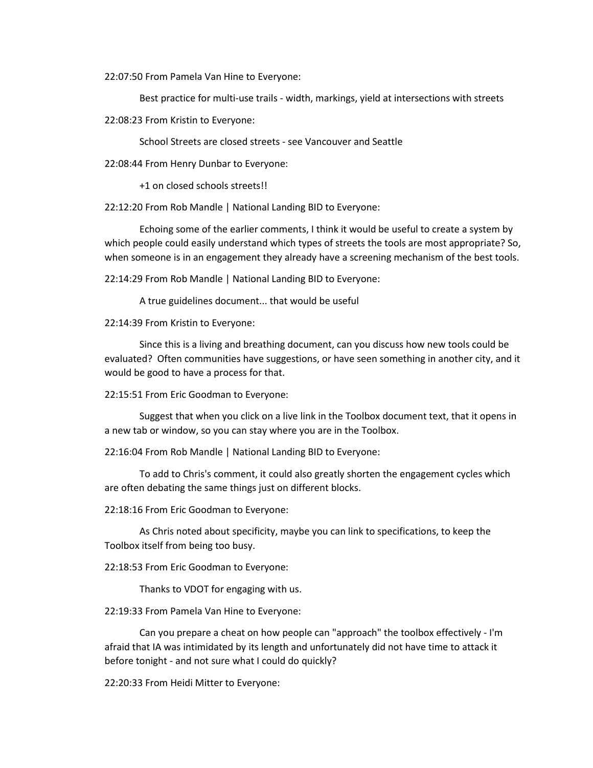22:07:50 From Pamela Van Hine to Everyone:

Best practice for multi-use trails - width, markings, yield at intersections with streets

22:08:23 From Kristin to Everyone:

School Streets are closed streets - see Vancouver and Seattle

22:08:44 From Henry Dunbar to Everyone:

+1 on closed schools streets!!

22:12:20 From Rob Mandle | National Landing BID to Everyone:

Echoing some of the earlier comments, I think it would be useful to create a system by which people could easily understand which types of streets the tools are most appropriate? So, when someone is in an engagement they already have a screening mechanism of the best tools.

22:14:29 From Rob Mandle | National Landing BID to Everyone:

A true guidelines document... that would be useful

22:14:39 From Kristin to Everyone:

Since this is a living and breathing document, can you discuss how new tools could be evaluated? Often communities have suggestions, or have seen something in another city, and it would be good to have a process for that.

22:15:51 From Eric Goodman to Everyone:

Suggest that when you click on a live link in the Toolbox document text, that it opens in a new tab or window, so you can stay where you are in the Toolbox.

22:16:04 From Rob Mandle | National Landing BID to Everyone:

To add to Chris's comment, it could also greatly shorten the engagement cycles which are often debating the same things just on different blocks.

22:18:16 From Eric Goodman to Everyone:

As Chris noted about specificity, maybe you can link to specifications, to keep the Toolbox itself from being too busy.

22:18:53 From Eric Goodman to Everyone:

Thanks to VDOT for engaging with us.

22:19:33 From Pamela Van Hine to Everyone:

Can you prepare a cheat on how people can "approach" the toolbox effectively - I'm afraid that IA was intimidated by its length and unfortunately did not have time to attack it before tonight - and not sure what I could do quickly?

22:20:33 From Heidi Mitter to Everyone: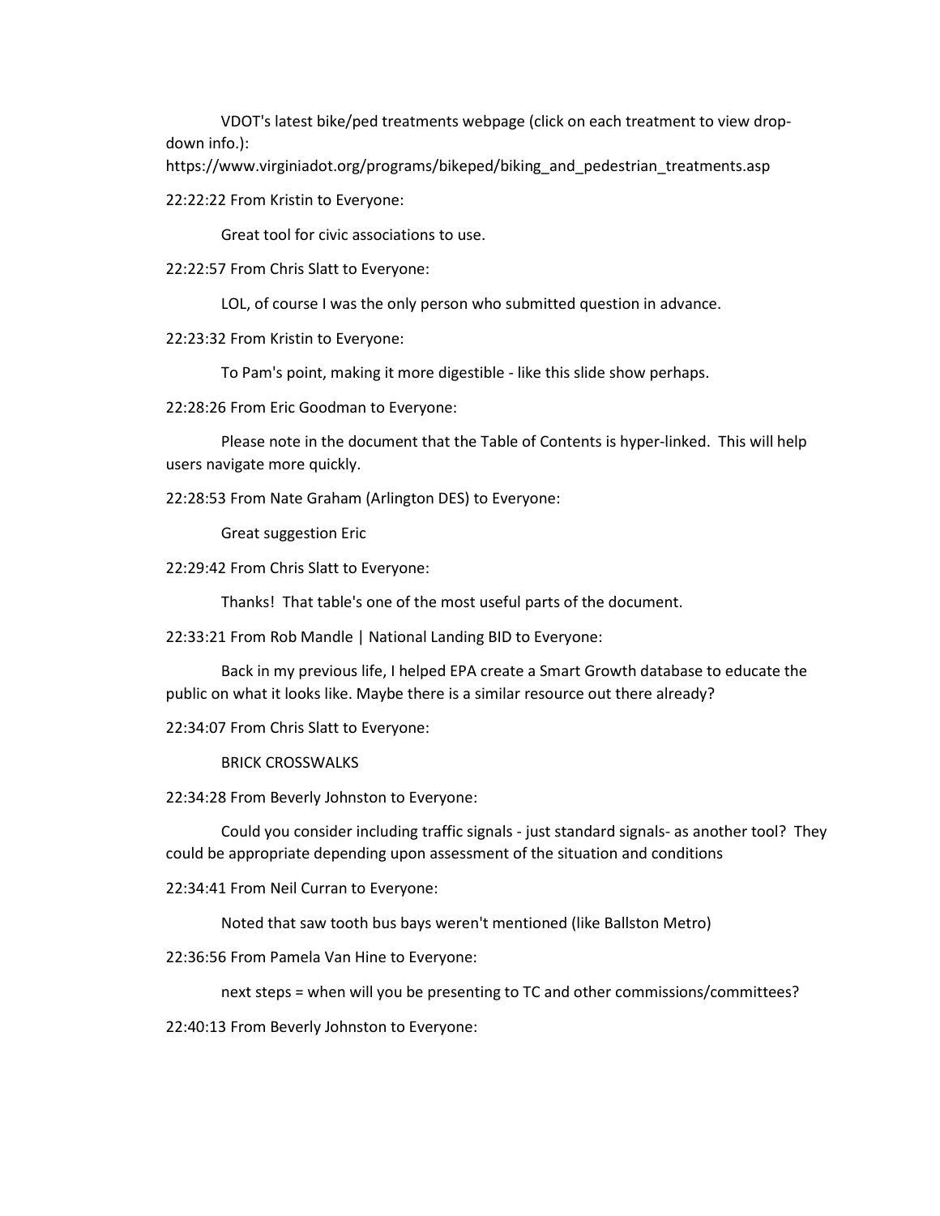VDOT's latest bike/ped treatments webpage (click on each treatment to view drop-down info.): https://www.virginiadot.org/programs/bikeped/biking_and_pedestrian_treatments.asp

22:22:22 From Kristin to Everyone:

Great tool for civic associations to use.

22:22:57 From Chris Slatt to Everyone:

LOL, of course I was the only person who submitted question in advance.

22:23:32 From Kristin to Everyone:

To Pam's point, making it more digestible - like this slide show perhaps.

22:28:26 From Eric Goodman to Everyone:

Please note in the document that the Table of Contents is hyper-linked. This will help users navigate more quickly.

22:28:53 From Nate Graham (Arlington DES) to Everyone:

Great suggestion Eric

22:29:42 From Chris Slatt to Everyone:

Thanks! That table's one of the most useful parts of the document.

22:33:21 From Rob Mandle | National Landing BID to Everyone:

Back in my previous life, I helped EPA create a Smart Growth database to educate the public on what it looks like. Maybe there is a similar resource out there already?

22:34:07 From Chris Slatt to Everyone:

BRICK CROSSWALKS

22:34:28 From Beverly Johnston to Everyone:

Could you consider including traffic signals - just standard signals- as another tool? They could be appropriate depending upon assessment of the situation and conditions

22:34:41 From Neil Curran to Everyone:

Noted that saw tooth bus bays weren't mentioned (like Ballston Metro)

22:36:56 From Pamela Van Hine to Everyone:

next steps = when will you be presenting to TC and other commissions/committees?

22:40:13 From Beverly Johnston to Everyone: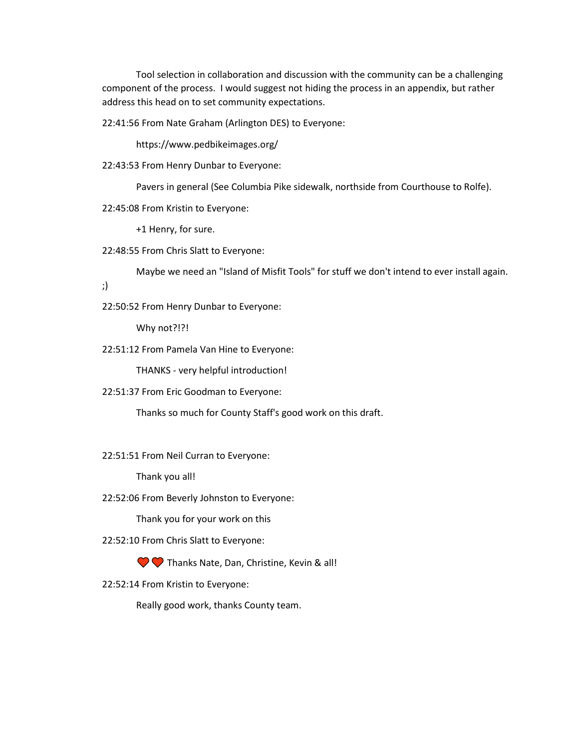Tool selection in collaboration and discussion with the community can be a challenging component of the process. I would suggest not hiding the process in an appendix, but rather address this head on to set community expectations.

22:41:56 From Nate Graham (Arlington DES) to Everyone:

https://www.pedbikeimages.org/

22:43:53 From Henry Dunbar to Everyone:

Pavers in general (See Columbia Pike sidewalk, northside from Courthouse to Rolfe).

22:45:08 From Kristin to Everyone:

+1 Henry, for sure.

22:48:55 From Chris Slatt to Everyone:

Maybe we need an "Island of Misfit Tools" for stuff we don't intend to ever install again. ;)

22:50:52 From Henry Dunbar to Everyone:

Why not?!?!

22:51:12 From Pamela Van Hine to Everyone:

THANKS - very helpful introduction!

22:51:37 From Eric Goodman to Everyone:

Thanks so much for County Staff's good work on this draft.

22:51:51 From Neil Curran to Everyone:

Thank you all!

22:52:06 From Beverly Johnston to Everyone:

Thank you for your work on this

22:52:10 From Chris Slatt to Everyone:

❤️❤️ Thanks Nate, Dan, Christine, Kevin & all!

22:52:14 From Kristin to Everyone:

Really good work, thanks County team.